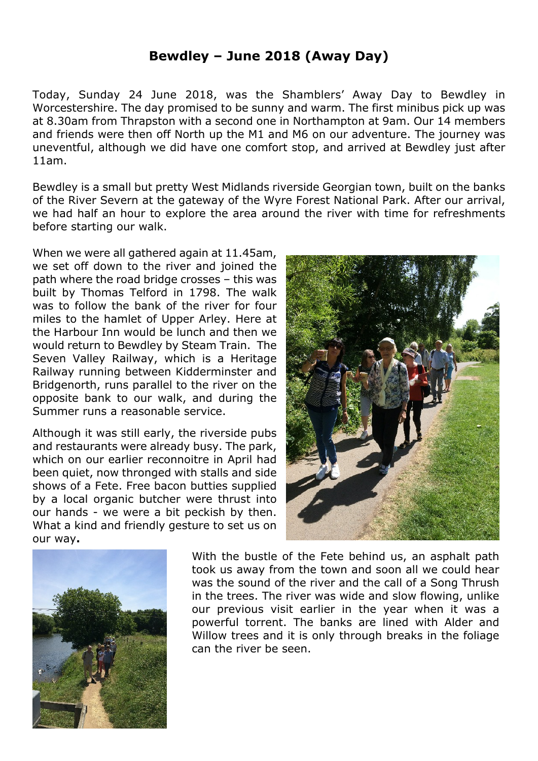# Bewdley – June 2018 (Away Day)

Today, Sunday 24 June 2018, was the Shamblers' Away Day to Bewdley in Worcestershire. The day promised to be sunny and warm. The first minibus pick up was at 8.30am from Thrapston with a second one in Northampton at 9am. Our 14 members and friends were then off North up the M1 and M6 on our adventure. The journey was uneventful, although we did have one comfort stop, and arrived at Bewdley just after 11am.

Bewdley is a small but pretty West Midlands riverside Georgian town, built on the banks of the River Severn at the gateway of the Wyre Forest National Park. After our arrival, we had half an hour to explore the area around the river with time for refreshments before starting our walk.

When we were all gathered again at 11.45am, we set off down to the river and joined the path where the road bridge crosses – this was built by Thomas Telford in 1798. The walk was to follow the bank of the river for four miles to the hamlet of Upper Arley. Here at the Harbour Inn would be lunch and then we would return to Bewdley by Steam Train. The Seven Valley Railway, which is a Heritage Railway running between Kidderminster and Bridgenorth, runs parallel to the river on the opposite bank to our walk, and during the Summer runs a reasonable service.

Although it was still early, the riverside pubs and restaurants were already busy. The park, which on our earlier reconnoitre in April had been quiet, now thronged with stalls and side shows of a Fete. Free bacon butties supplied by a local organic butcher were thrust into our hands - we were a bit peckish by then. What a kind and friendly gesture to set us on our way**.**

With the bustle of the Fete behind us, an asphalt path took us away from the town and soon all we could hear was the sound of the river and the call of a Song Thrush in the trees. The river was wide and slow flowing, unlike our previous visit earlier in the year when it was a powerful torrent. The banks are lined with Alder and Willow trees and it is only through breaks in the foliage can the river be seen.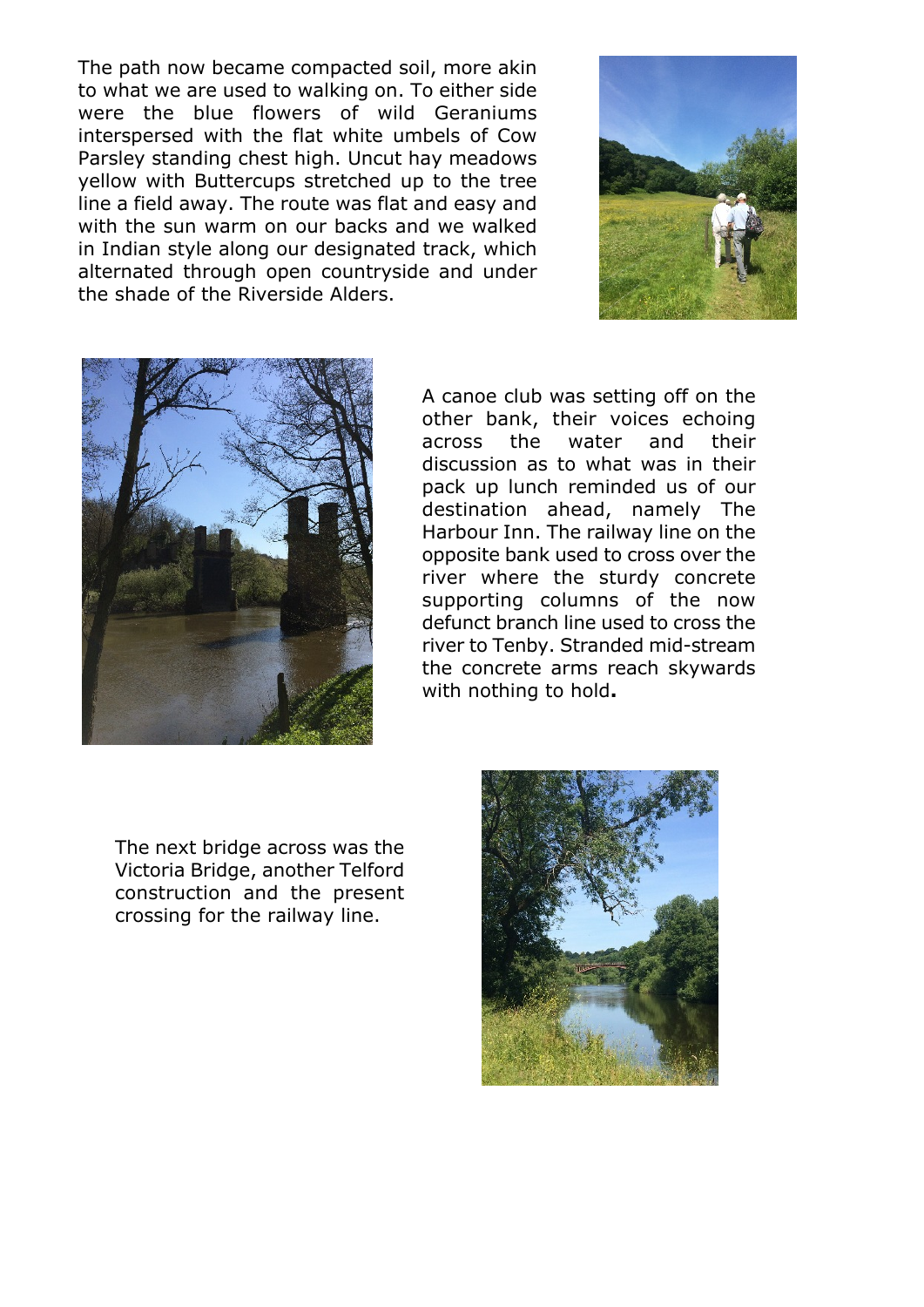The path now became compacted soil, more akin to what we are used to walking on. To either side were the blue flowers of wild Geraniums interspersed with the flat white umbels of Cow Parsley standing chest high. Uncut hay meadows yellow with Buttercups stretched up to the tree line a field away. The route was flat and easy and with the sun warm on our backs and we walked in Indian style along our designated track, which alternated through open countryside and under the shade of the Riverside Alders.

A canoe club was setting off on the other bank, their voices echoing across the water and their discussion as to what was in their pack up lunch reminded us of our destination ahead, namely The Harbour Inn. The railway line on the opposite bank used to cross over the river where the sturdy concrete supporting columns of the now defunct branch line used to cross the river to Tenby. Stranded mid-stream the concrete arms reach skywards with nothing to hold**.**

The next bridge across was the Victoria Bridge, another Telford construction and the present crossing for the railway line.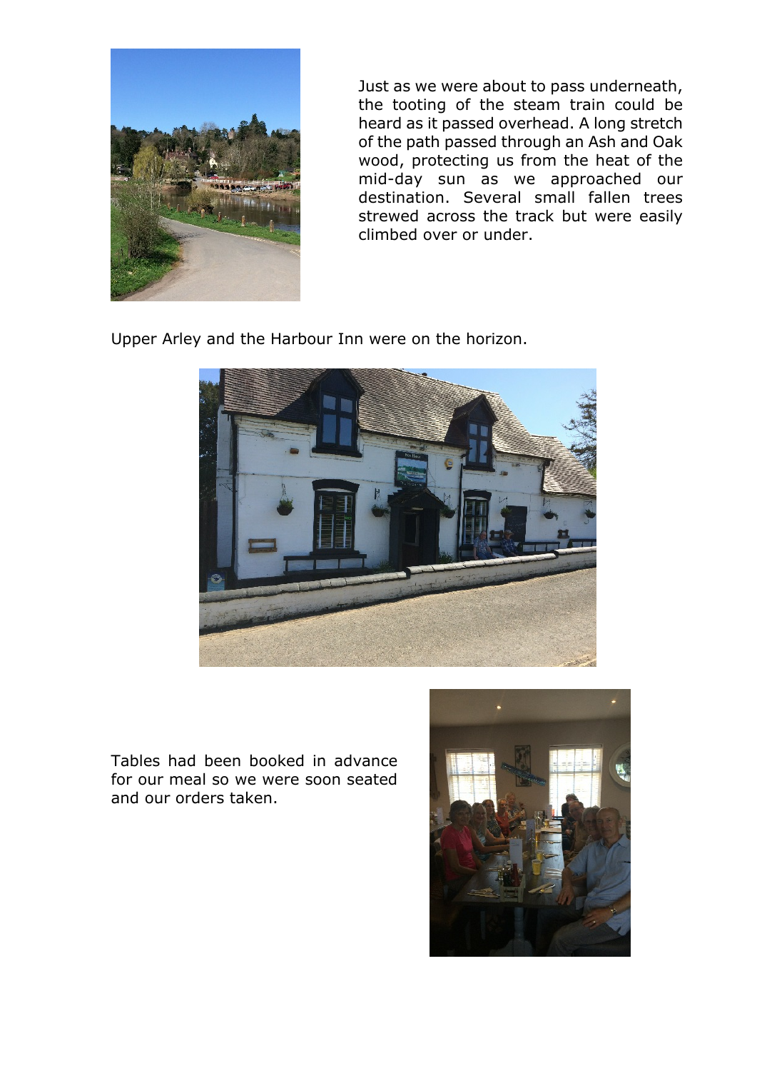Just as we were about to pass underneath, the tooting of the steam train could be heard as it passed overhead. A long stretch of the path passed through an Ash and Oak wood, protecting us from the heat of the mid-day sun as we approached our destination. Several small fallen trees strewed across the track but were easily climbed over or under.

Upper Arley and the Harbour Inn were on the horizon.

Tables had been booked in advance for our meal so we were soon seated and our orders taken.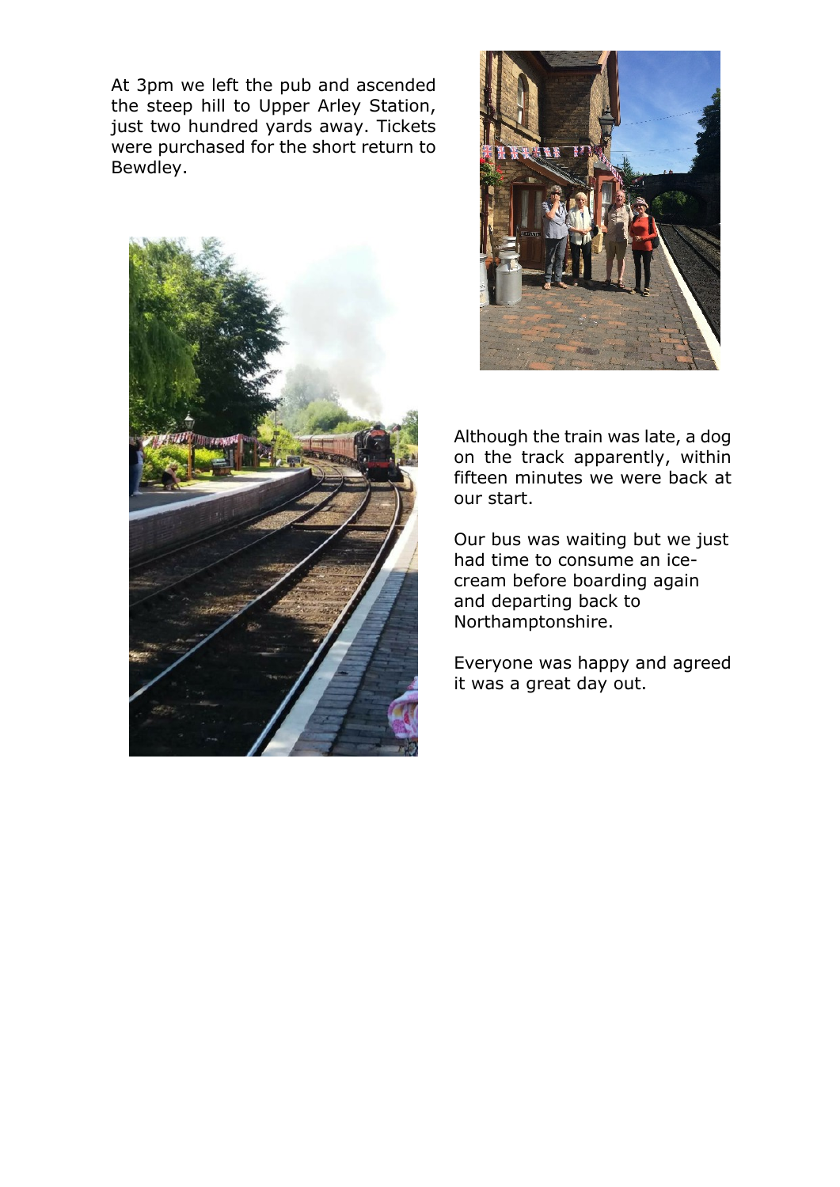At 3pm we left the pub and ascended the steep hill to Upper Arley Station, just two hundred yards away. Tickets were purchased for the short return to Bewdley.

Although the train was late, a dog on the track apparently, within fifteen minutes we were back at our start.

Our bus was waiting but we just had time to consume an ice-cream before boarding again and departing back to Northamptonshire.

Everyone was happy and agreed it was a great day out.